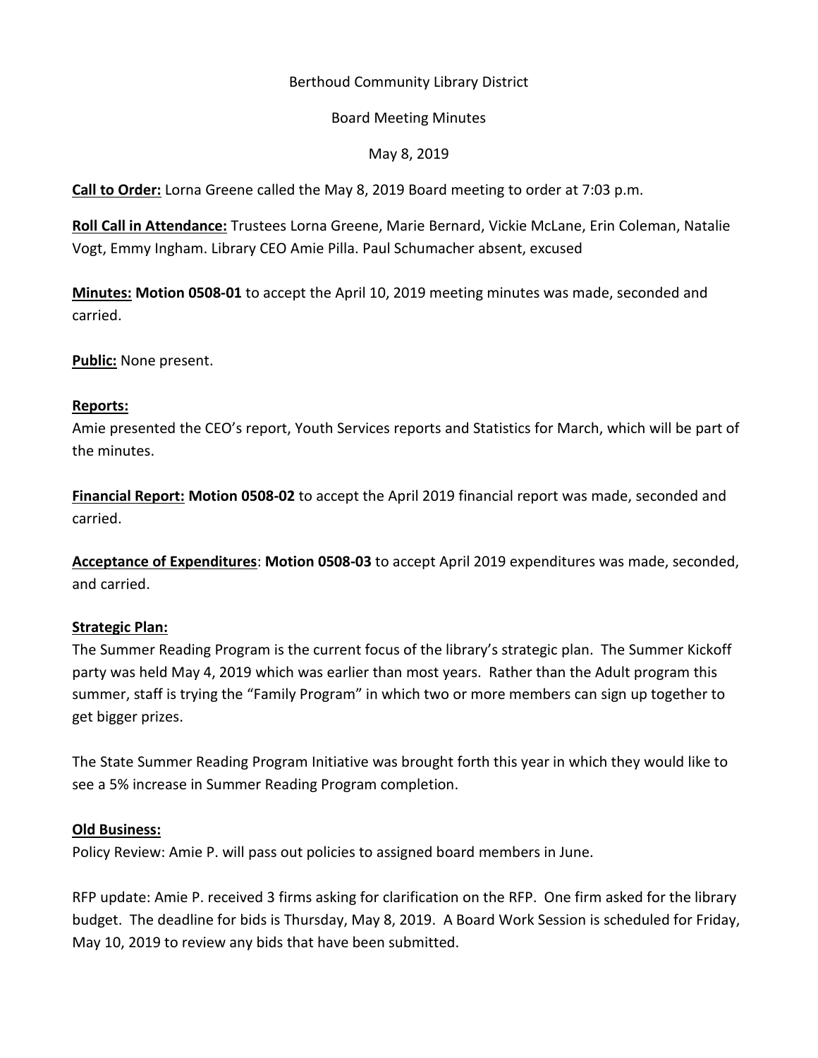Berthoud Community Library District

Board Meeting Minutes

May 8, 2019

**Call to Order:** Lorna Greene called the May 8, 2019 Board meeting to order at 7:03 p.m.

**Roll Call in Attendance:** Trustees Lorna Greene, Marie Bernard, Vickie McLane, Erin Coleman, Natalie Vogt, Emmy Ingham. Library CEO Amie Pilla. Paul Schumacher absent, excused

**Minutes:** **Motion 0508-01** to accept the April 10, 2019 meeting minutes was made, seconded and carried.

**Public:** None present.

**Reports:**

Amie presented the CEO's report, Youth Services reports and Statistics for March, which will be part of the minutes.

**Financial Report:** **Motion 0508-02** to accept the April 2019 financial report was made, seconded and carried.

**Acceptance of Expenditures**: **Motion 0508-03** to accept April 2019 expenditures was made, seconded, and carried.

**Strategic Plan:**

The Summer Reading Program is the current focus of the library's strategic plan. The Summer Kickoff party was held May 4, 2019 which was earlier than most years. Rather than the Adult program this summer, staff is trying the "Family Program" in which two or more members can sign up together to get bigger prizes.

The State Summer Reading Program Initiative was brought forth this year in which they would like to see a 5% increase in Summer Reading Program completion.

**Old Business:**

Policy Review: Amie P. will pass out policies to assigned board members in June.

RFP update: Amie P. received 3 firms asking for clarification on the RFP. One firm asked for the library budget. The deadline for bids is Thursday, May 8, 2019. A Board Work Session is scheduled for Friday, May 10, 2019 to review any bids that have been submitted.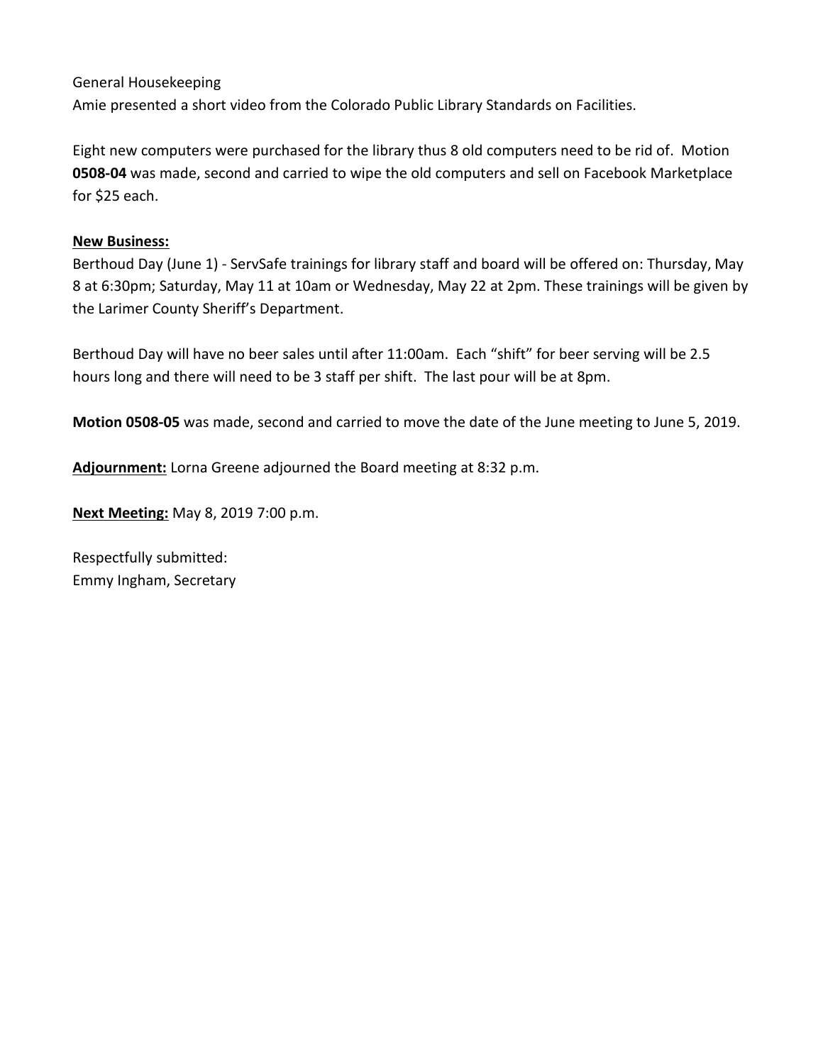General Housekeeping
Amie presented a short video from the Colorado Public Library Standards on Facilities.

Eight new computers were purchased for the library thus 8 old computers need to be rid of. Motion **0508-04** was made, second and carried to wipe the old computers and sell on Facebook Marketplace for $25 each.

**New Business:**
Berthoud Day (June 1) - ServSafe trainings for library staff and board will be offered on: Thursday, May 8 at 6:30pm; Saturday, May 11 at 10am or Wednesday, May 22 at 2pm. These trainings will be given by the Larimer County Sheriff's Department.

Berthoud Day will have no beer sales until after 11:00am. Each "shift" for beer serving will be 2.5 hours long and there will need to be 3 staff per shift. The last pour will be at 8pm.

**Motion 0508-05** was made, second and carried to move the date of the June meeting to June 5, 2019.

**Adjournment:** Lorna Greene adjourned the Board meeting at 8:32 p.m.

**Next Meeting:** May 8, 2019 7:00 p.m.

Respectfully submitted:
Emmy Ingham, Secretary